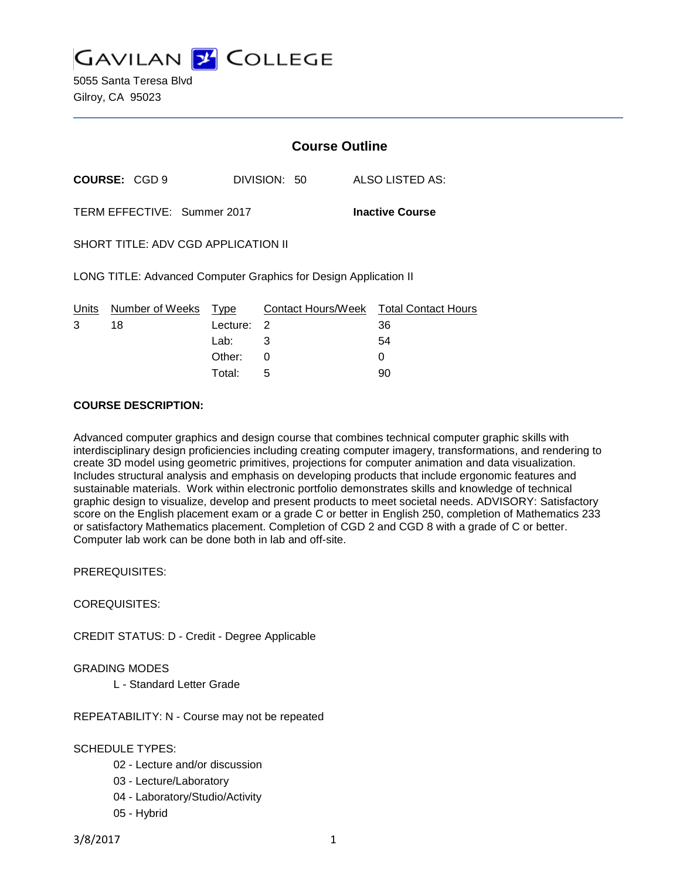# GAVILAN COLLEGE

5055 Santa Teresa Blvd
Gilroy, CA 95023

## Course Outline

**COURSE:** CGD 9 DIVISION: 50 ALSO LISTED AS:

TERM EFFECTIVE: Summer 2017 **Inactive Course**

SHORT TITLE: ADV CGD APPLICATION II

LONG TITLE: Advanced Computer Graphics for Design Application II

| Units | Number of Weeks | Type | Contact Hours/Week | Total Contact Hours |
|---|---|---|---|---|
| 3 | 18 | Lecture: | 2 | 36 |
| | | Lab: | 3 | 54 |
| | | Other: | 0 | 0 |
| | | Total: | 5 | 90 |

**COURSE DESCRIPTION:**

Advanced computer graphics and design course that combines technical computer graphic skills with interdisciplinary design proficiencies including creating computer imagery, transformations, and rendering to create 3D model using geometric primitives, projections for computer animation and data visualization. Includes structural analysis and emphasis on developing products that include ergonomic features and sustainable materials. Work within electronic portfolio demonstrates skills and knowledge of technical graphic design to visualize, develop and present products to meet societal needs. ADVISORY: Satisfactory score on the English placement exam or a grade C or better in English 250, completion of Mathematics 233 or satisfactory Mathematics placement. Completion of CGD 2 and CGD 8 with a grade of C or better. Computer lab work can be done both in lab and off-site.

PREREQUISITES:

COREQUISITES:

CREDIT STATUS: D - Credit - Degree Applicable

GRADING MODES

- L - Standard Letter Grade

REPEATABILITY: N - Course may not be repeated

SCHEDULE TYPES:

- 02 - Lecture and/or discussion
- 03 - Lecture/Laboratory
- 04 - Laboratory/Studio/Activity
- 05 - Hybrid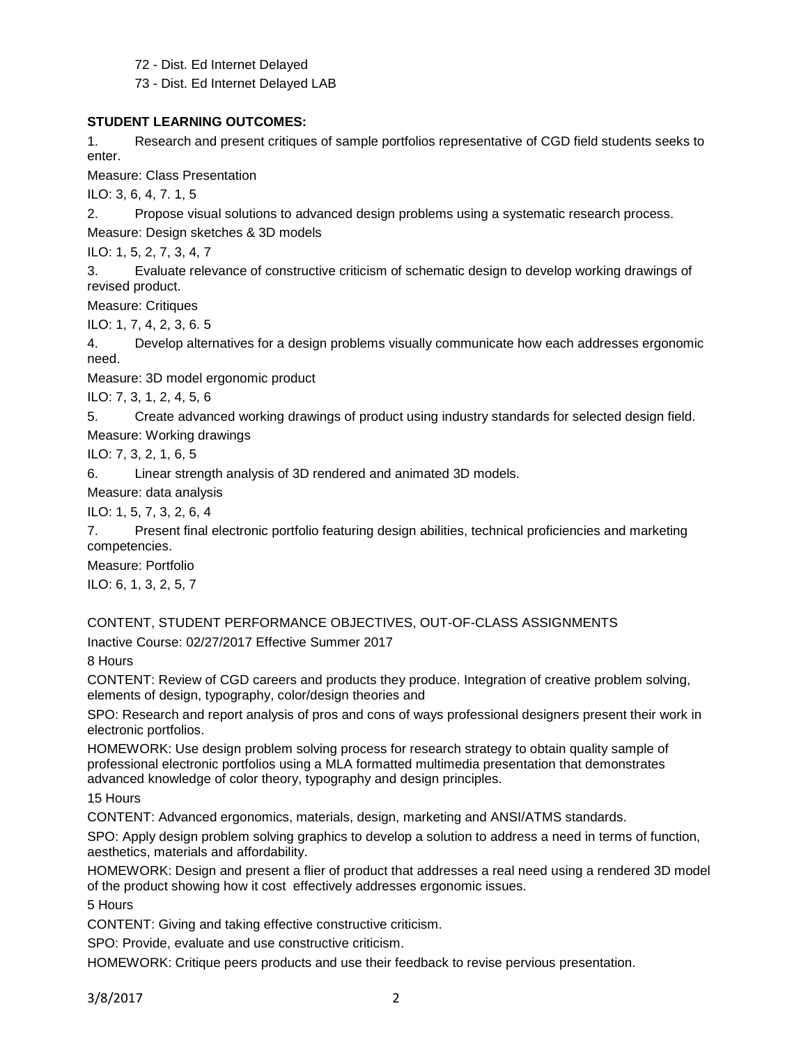72 - Dist. Ed Internet Delayed

73 - Dist. Ed Internet Delayed LAB

**STUDENT LEARNING OUTCOMES:**

1. Research and present critiques of sample portfolios representative of CGD field students seeks to enter.

Measure: Class Presentation

ILO: 3, 6, 4, 7. 1, 5

2. Propose visual solutions to advanced design problems using a systematic research process.

Measure: Design sketches & 3D models

ILO: 1, 5, 2, 7, 3, 4, 7

3. Evaluate relevance of constructive criticism of schematic design to develop working drawings of revised product.

Measure: Critiques

ILO: 1, 7, 4, 2, 3, 6. 5

4. Develop alternatives for a design problems visually communicate how each addresses ergonomic need.

Measure: 3D model ergonomic product

ILO: 7, 3, 1, 2, 4, 5, 6

5. Create advanced working drawings of product using industry standards for selected design field.

Measure: Working drawings

ILO: 7, 3, 2, 1, 6, 5

6. Linear strength analysis of 3D rendered and animated 3D models.

Measure: data analysis

ILO: 1, 5, 7, 3, 2, 6, 4

7. Present final electronic portfolio featuring design abilities, technical proficiencies and marketing competencies.

Measure: Portfolio

ILO: 6, 1, 3, 2, 5, 7

CONTENT, STUDENT PERFORMANCE OBJECTIVES, OUT-OF-CLASS ASSIGNMENTS

Inactive Course: 02/27/2017 Effective Summer 2017

8 Hours

CONTENT: Review of CGD careers and products they produce. Integration of creative problem solving, elements of design, typography, color/design theories and

SPO: Research and report analysis of pros and cons of ways professional designers present their work in electronic portfolios.

HOMEWORK: Use design problem solving process for research strategy to obtain quality sample of professional electronic portfolios using a MLA formatted multimedia presentation that demonstrates advanced knowledge of color theory, typography and design principles.

15 Hours

CONTENT: Advanced ergonomics, materials, design, marketing and ANSI/ATMS standards.

SPO: Apply design problem solving graphics to develop a solution to address a need in terms of function, aesthetics, materials and affordability.

HOMEWORK: Design and present a flier of product that addresses a real need using a rendered 3D model of the product showing how it cost effectively addresses ergonomic issues.

5 Hours

CONTENT: Giving and taking effective constructive criticism.

SPO: Provide, evaluate and use constructive criticism.

HOMEWORK: Critique peers products and use their feedback to revise pervious presentation.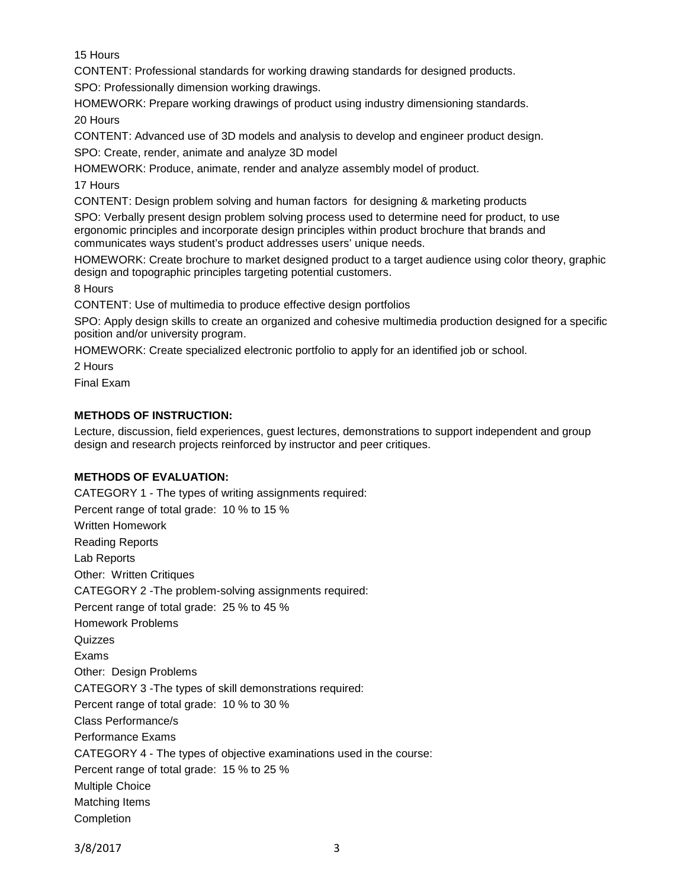15 Hours

CONTENT: Professional standards for working drawing standards for designed products.

SPO: Professionally dimension working drawings.

HOMEWORK: Prepare working drawings of product using industry dimensioning standards.

20 Hours

CONTENT: Advanced use of 3D models and analysis to develop and engineer product design.

SPO: Create, render, animate and analyze 3D model

HOMEWORK: Produce, animate, render and analyze assembly model of product.

17 Hours

CONTENT: Design problem solving and human factors for designing & marketing products

SPO: Verbally present design problem solving process used to determine need for product, to use ergonomic principles and incorporate design principles within product brochure that brands and communicates ways student's product addresses users' unique needs.

HOMEWORK: Create brochure to market designed product to a target audience using color theory, graphic design and topographic principles targeting potential customers.

8 Hours

CONTENT: Use of multimedia to produce effective design portfolios

SPO: Apply design skills to create an organized and cohesive multimedia production designed for a specific position and/or university program.

HOMEWORK: Create specialized electronic portfolio to apply for an identified job or school.

2 Hours

Final Exam

**METHODS OF INSTRUCTION:**

Lecture, discussion, field experiences, guest lectures, demonstrations to support independent and group design and research projects reinforced by instructor and peer critiques.

**METHODS OF EVALUATION:**

CATEGORY 1 - The types of writing assignments required:

Percent range of total grade: 10 % to 15 %

Written Homework

Reading Reports

Lab Reports

Other: Written Critiques

CATEGORY 2 -The problem-solving assignments required:

Percent range of total grade: 25 % to 45 %

Homework Problems

Quizzes

Exams

Other: Design Problems

CATEGORY 3 -The types of skill demonstrations required:

Percent range of total grade: 10 % to 30 %

Class Performance/s

Performance Exams

CATEGORY 4 - The types of objective examinations used in the course:

Percent range of total grade: 15 % to 25 %

Multiple Choice

Matching Items

Completion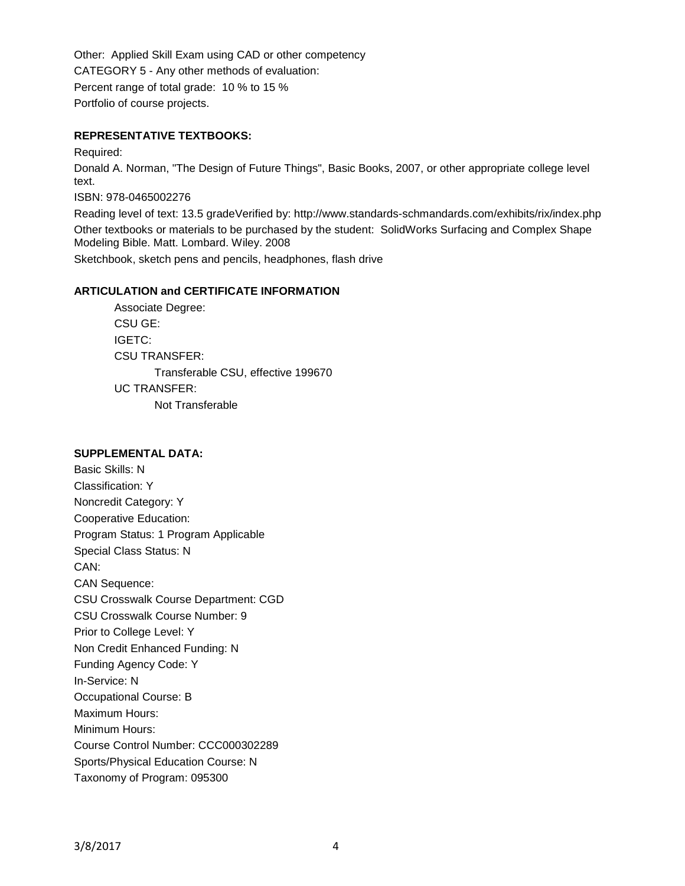Other: Applied Skill Exam using CAD or other competency

CATEGORY 5 - Any other methods of evaluation:

Percent range of total grade: 10 % to 15 %

Portfolio of course projects.

**REPRESENTATIVE TEXTBOOKS:**

Required:

Donald A. Norman, "The Design of Future Things", Basic Books, 2007, or other appropriate college level text.

ISBN: 978-0465002276

Reading level of text: 13.5 gradeVerified by: http://www.standards-schmandards.com/exhibits/rix/index.php

Other textbooks or materials to be purchased by the student: SolidWorks Surfacing and Complex Shape Modeling Bible. Matt. Lombard. Wiley. 2008

Sketchbook, sketch pens and pencils, headphones, flash drive

**ARTICULATION and CERTIFICATE INFORMATION**

Associate Degree:

CSU GE:

IGETC:

CSU TRANSFER:

Transferable CSU, effective 199670

UC TRANSFER:

Not Transferable

**SUPPLEMENTAL DATA:**

Basic Skills: N

Classification: Y

Noncredit Category: Y

Cooperative Education:

Program Status: 1 Program Applicable

Special Class Status: N

CAN:

CAN Sequence:

CSU Crosswalk Course Department: CGD

CSU Crosswalk Course Number: 9

Prior to College Level: Y

Non Credit Enhanced Funding: N

Funding Agency Code: Y

In-Service: N

Occupational Course: B

Maximum Hours:

Minimum Hours:

Course Control Number: CCC000302289

Sports/Physical Education Course: N

Taxonomy of Program: 095300

3/8/2017